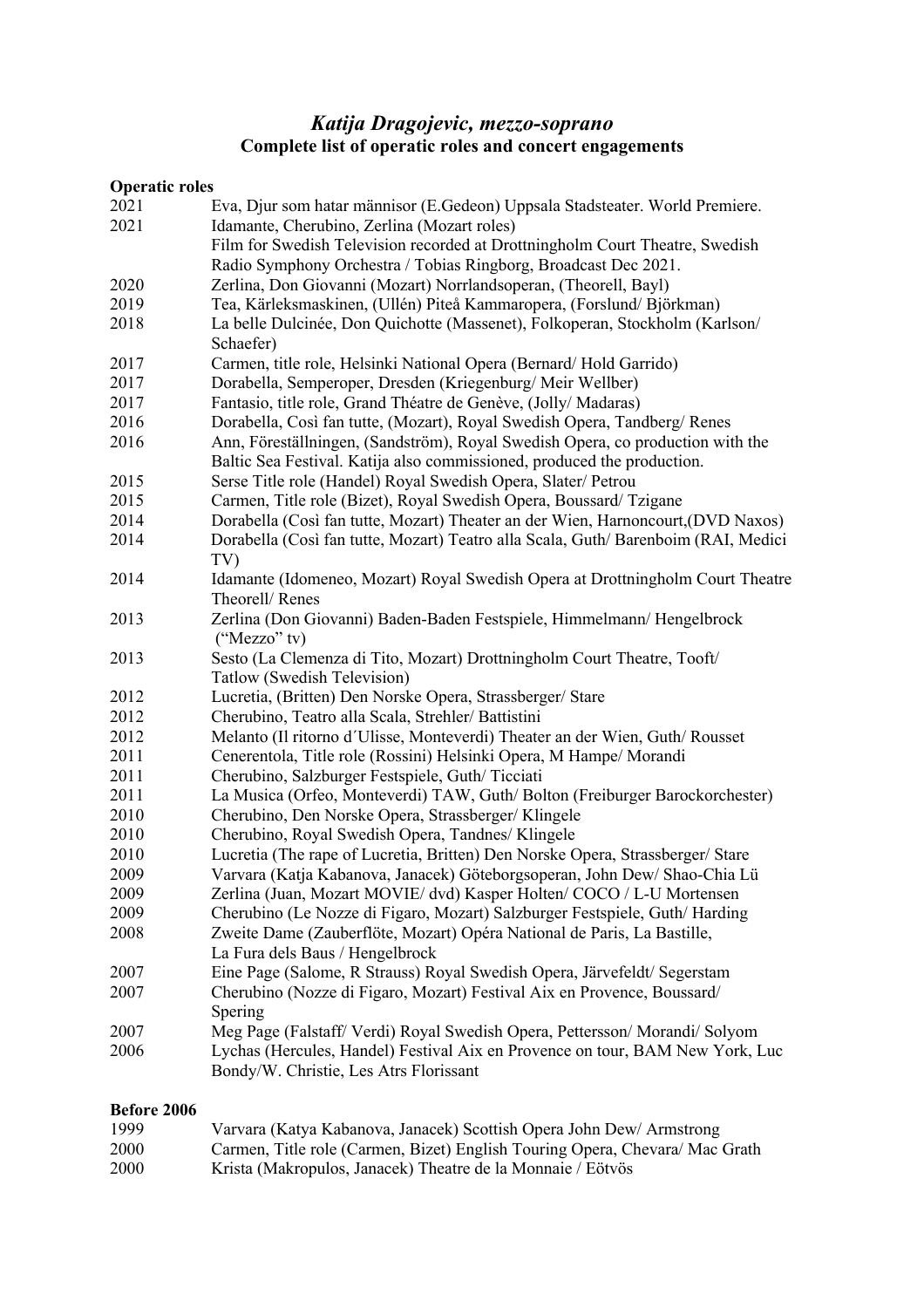# *Katija Dragojevic, mezzo-soprano*

## Complete list of operatic roles and concert engagements

**Operatic roles**

| | |
|---|---|
| 2021 | Eva, Djur som hatar människor (E.Gedeon) Uppsala Stadsteater. World Premiere. |
| 2021 | Idamante, Cherubino, Zerlina (Mozart roles) Film for Swedish Television recorded at Drottningholm Court Theatre, Swedish Radio Symphony Orchestra / Tobias Ringborg, Broadcast Dec 2021. |
| 2020 | Zerlina, Don Giovanni (Mozart) Norrlandsoperan, (Theorell, Bayl) |
| 2019 | Tea, Kärleksmaskinen, (Ullén) Piteå Kammaropera, (Forslund/ Björkman) |
| 2018 | La belle Dulcinée, Don Quichotte (Massenet), Folkoperan, Stockholm (Karlson/ Schaefer) |
| 2017 | Carmen, title role, Helsinki National Opera (Bernard/ Hold Garrido) |
| 2017 | Dorabella, Semperoper, Dresden (Kriegenburg/ Meir Wellber) |
| 2017 | Fantasio, title role, Grand Théatre de Genève, (Jolly/ Madaras) |
| 2016 | Dorabella, Così fan tutte, (Mozart), Royal Swedish Opera, Tandberg/ Renes |
| 2016 | Ann, Föreställningen, (Sandström), Royal Swedish Opera, co production with the Baltic Sea Festival. Katija also commissioned, produced the production. |
| 2015 | Serse Title role (Handel) Royal Swedish Opera, Slater/ Petrou |
| 2015 | Carmen, Title role (Bizet), Royal Swedish Opera, Boussard/ Tzigane |
| 2014 | Dorabella (Così fan tutte, Mozart) Theater an der Wien, Harnoncourt,(DVD Naxos) |
| 2014 | Dorabella (Così fan tutte, Mozart) Teatro alla Scala, Guth/ Barenboim (RAI, Medici TV) |
| 2014 | Idamante (Idomeneo, Mozart) Royal Swedish Opera at Drottningholm Court Theatre Theorell/ Renes |
| 2013 | Zerlina (Don Giovanni) Baden-Baden Festspiele, Himmelmann/ Hengelbrock ("Mezzo" tv) |
| 2013 | Sesto (La Clemenza di Tito, Mozart) Drottningholm Court Theatre, Tooft/ Tatlow (Swedish Television) |
| 2012 | Lucretia, (Britten) Den Norske Opera, Strassberger/ Stare |
| 2012 | Cherubino, Teatro alla Scala, Strehler/ Battistini |
| 2012 | Melanto (Il ritorno d´Ulisse, Monteverdi) Theater an der Wien, Guth/ Rousset |
| 2011 | Cenerentola, Title role (Rossini) Helsinki Opera, M Hampe/ Morandi |
| 2011 | Cherubino, Salzburger Festspiele, Guth/ Ticciati |
| 2011 | La Musica (Orfeo, Monteverdi) TAW, Guth/ Bolton (Freiburger Barockorchester) |
| 2010 | Cherubino, Den Norske Opera, Strassberger/ Klingele |
| 2010 | Cherubino, Royal Swedish Opera, Tandnes/ Klingele |
| 2010 | Lucretia (The rape of Lucretia, Britten) Den Norske Opera, Strassberger/ Stare |
| 2009 | Varvara (Katja Kabanova, Janacek) Göteborgsoperan, John Dew/ Shao-Chia Lü |
| 2009 | Zerlina (Juan, Mozart MOVIE/ dvd) Kasper Holten/ COCO / L-U Mortensen |
| 2009 | Cherubino (Le Nozze di Figaro, Mozart) Salzburger Festspiele, Guth/ Harding |
| 2008 | Zweite Dame (Zauberflöte, Mozart) Opéra National de Paris, La Bastille, La Fura dels Baus / Hengelbrock |
| 2007 | Eine Page (Salome, R Strauss) Royal Swedish Opera, Järvefeldt/ Segerstam |
| 2007 | Cherubino (Nozze di Figaro, Mozart) Festival Aix en Provence, Boussard/ Spering |
| 2007 | Meg Page (Falstaff/ Verdi) Royal Swedish Opera, Pettersson/ Morandi/ Solyom |
| 2006 | Lychas (Hercules, Handel) Festival Aix en Provence on tour, BAM New York, Luc Bondy/W. Christie, Les Atrs Florissant |

**Before 2006**

| | |
|---|---|
| 1999 | Varvara (Katya Kabanova, Janacek) Scottish Opera John Dew/ Armstrong |
| 2000 | Carmen, Title role (Carmen, Bizet) English Touring Opera, Chevara/ Mac Grath |
| 2000 | Krista (Makropulos, Janacek) Theatre de la Monnaie / Eötvös |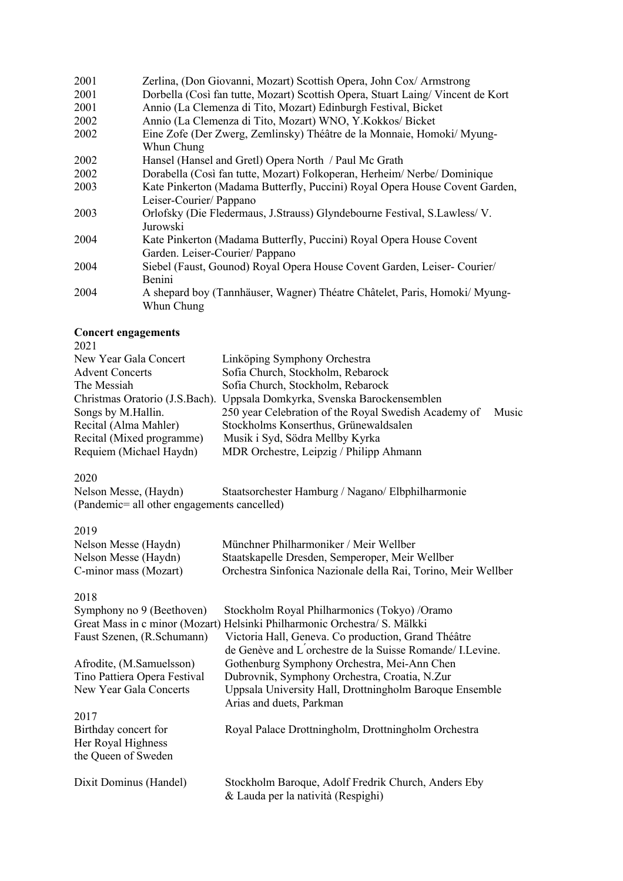| | |
|---|---|
| 2001 | Zerlina, (Don Giovanni, Mozart) Scottish Opera, John Cox/ Armstrong |
| 2001 | Dorbella (Così fan tutte, Mozart) Scottish Opera, Stuart Laing/ Vincent de Kort |
| 2001 | Annio (La Clemenza di Tito, Mozart) Edinburgh Festival, Bicket |
| 2002 | Annio (La Clemenza di Tito, Mozart) WNO, Y.Kokkos/ Bicket |
| 2002 | Eine Zofe (Der Zwerg, Zemlinsky) Théâtre de la Monnaie, Homoki/ Myung-Whun Chung |
| 2002 | Hansel (Hansel and Gretl) Opera North / Paul Mc Grath |
| 2002 | Dorabella (Così fan tutte, Mozart) Folkoperan, Herheim/ Nerbe/ Dominique |
| 2003 | Kate Pinkerton (Madama Butterfly, Puccini) Royal Opera House Covent Garden, Leiser-Courier/ Pappano |
| 2003 | Orlofsky (Die Fledermaus, J.Strauss) Glyndebourne Festival, S.Lawless/ V. Jurowski |
| 2004 | Kate Pinkerton (Madama Butterfly, Puccini) Royal Opera House Covent Garden. Leiser-Courier/ Pappano |
| 2004 | Siebel (Faust, Gounod) Royal Opera House Covent Garden, Leiser- Courier/ Benini |
| 2004 | A shepard boy (Tannhäuser, Wagner) Théatre Châtelet, Paris, Homoki/ Myung-Whun Chung |

**Concert engagements**

2021

| | |
|---|---|
| New Year Gala Concert | Linköping Symphony Orchestra |
| Advent Concerts | Sofia Church, Stockholm, Rebarock |
| The Messiah | Sofia Church, Stockholm, Rebarock |
| Christmas Oratorio (J.S.Bach). | Uppsala Domkyrka, Svenska Barockensemblen |
| Songs by M.Hallin. | 250 year Celebration of the Royal Swedish Academy of Music |
| Recital (Alma Mahler) | Stockholms Konserthus, Grünewaldsalen |
| Recital (Mixed programme) | Musik i Syd, Södra Mellby Kyrka |
| Requiem (Michael Haydn) | MDR Orchestre, Leipzig / Philipp Ahmann |

2020

| | |
|---|---|
| Nelson Messe, (Haydn) | Staatsorchester Hamburg / Nagano/ Elbphilharmonie |

(Pandemic= all other engagements cancelled)

2019

| | |
|---|---|
| Nelson Messe (Haydn) | Münchner Philharmoniker / Meir Wellber |
| Nelson Messe (Haydn) | Staatskapelle Dresden, Semperoper, Meir Wellber |
| C-minor mass (Mozart) | Orchestra Sinfonica Nazionale della Rai, Torino, Meir Wellber |

2018

| | |
|---|---|
| Symphony no 9 (Beethoven) | Stockholm Royal Philharmonics (Tokyo) /Oramo |
| Great Mass in c minor (Mozart) | Helsinki Philharmonic Orchestra/ S. Mälkki |
| Faust Szenen, (R.Schumann) | Victoria Hall, Geneva. Co production, Grand Théâtre de Genève and L´orchestre de la Suisse Romande/ I.Levine. |
| Afrodite, (M.Samuelsson) | Gothenburg Symphony Orchestra, Mei-Ann Chen |
| Tino Pattiera Opera Festival | Dubrovnik, Symphony Orchestra, Croatia, N.Zur |
| New Year Gala Concerts | Uppsala University Hall, Drottningholm Baroque Ensemble Arias and duets, Parkman |

2017

| | |
|---|---|
| Birthday concert for Her Royal Highness the Queen of Sweden | Royal Palace Drottningholm, Drottningholm Orchestra |
| Dixit Dominus (Handel) | Stockholm Baroque, Adolf Fredrik Church, Anders Eby & Lauda per la natività (Respighi) |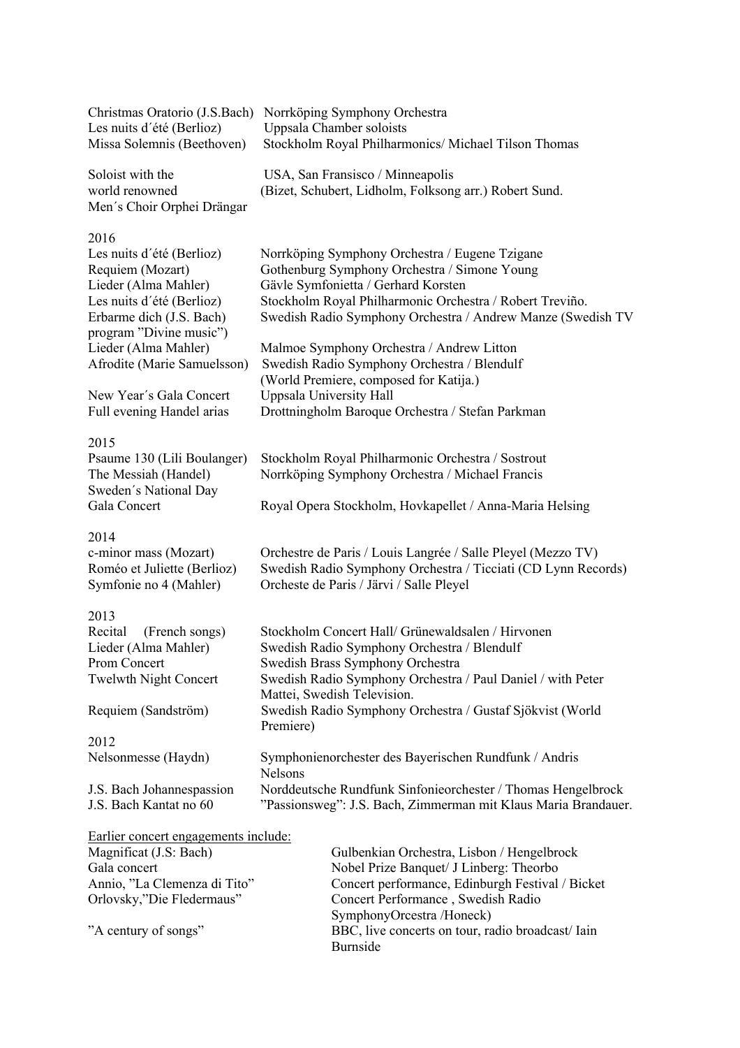| | |
|---|---|
| Christmas Oratorio (J.S.Bach) | Norrköping Symphony Orchestra |
| Les nuits d´été (Berlioz) | Uppsala Chamber soloists |
| Missa Solemnis (Beethoven) | Stockholm Royal Philharmonics/ Michael Tilson Thomas |
| Soloist with the world renowned Men´s Choir Orphei Drängar | USA, San Fransisco / Minneapolis (Bizet, Schubert, Lidholm, Folksong arr.) Robert Sund. |

2016

| | |
|---|---|
| Les nuits d´été (Berlioz) | Norrköping Symphony Orchestra / Eugene Tzigane |
| Requiem (Mozart) | Gothenburg Symphony Orchestra / Simone Young |
| Lieder (Alma Mahler) | Gävle Symfonietta / Gerhard Korsten |
| Les nuits d´été (Berlioz) | Stockholm Royal Philharmonic Orchestra / Robert Treviño. |
| Erbarme dich (J.S. Bach) program ”Divine music”) | Swedish Radio Symphony Orchestra / Andrew Manze (Swedish TV |
| Lieder (Alma Mahler) | Malmoe Symphony Orchestra / Andrew Litton |
| Afrodite (Marie Samuelsson) | Swedish Radio Symphony Orchestra / Blendulf (World Premiere, composed for Katija.) |
| New Year´s Gala Concert | Uppsala University Hall |
| Full evening Handel arias | Drottningholm Baroque Orchestra / Stefan Parkman |

2015

| | |
|---|---|
| Psaume 130 (Lili Boulanger) | Stockholm Royal Philharmonic Orchestra / Sostrout |
| The Messiah (Handel) | Norrköping Symphony Orchestra / Michael Francis |
| Sweden´s National Day Gala Concert | Royal Opera Stockholm, Hovkapellet / Anna-Maria Helsing |

2014

| | |
|---|---|
| c-minor mass (Mozart) | Orchestre de Paris / Louis Langrée / Salle Pleyel (Mezzo TV) |
| Roméo et Juliette (Berlioz) | Swedish Radio Symphony Orchestra / Ticciati (CD Lynn Records) |
| Symfonie no 4 (Mahler) | Orcheste de Paris / Järvi / Salle Pleyel |

2013

| | |
|---|---|
| Recital (French songs) | Stockholm Concert Hall/ Grünewaldsalen / Hirvonen |
| Lieder (Alma Mahler) | Swedish Radio Symphony Orchestra / Blendulf |
| Prom Concert | Swedish Brass Symphony Orchestra |
| Twelwth Night Concert | Swedish Radio Symphony Orchestra / Paul Daniel / with Peter Mattei, Swedish Television. |
| Requiem (Sandström) | Swedish Radio Symphony Orchestra / Gustaf Sjökvist (World Premiere) |

2012

| | |
|---|---|
| Nelsonmesse (Haydn) | Symphonienorchester des Bayerischen Rundfunk / Andris Nelsons |
| J.S. Bach Johannespassion | Norddeutsche Rundfunk Sinfonieorchester / Thomas Hengelbrock |
| J.S. Bach Kantat no 60 | ”Passionsweg”: J.S. Bach, Zimmerman mit Klaus Maria Brandauer. |

<u>Earlier concert engagements include:</u>

| | |
|---|---|
| Magnificat (J.S: Bach) | Gulbenkian Orchestra, Lisbon / Hengelbrock |
| Gala concert | Nobel Prize Banquet/ J Linberg: Theorbo |
| Annio, ”La Clemenza di Tito” | Concert performance, Edinburgh Festival / Bicket |
| Orlovsky,”Die Fledermaus” | Concert Performance , Swedish Radio SymphonyOrcestra /Honeck) |
| ”A century of songs” | BBC, live concerts on tour, radio broadcast/ Iain Burnside |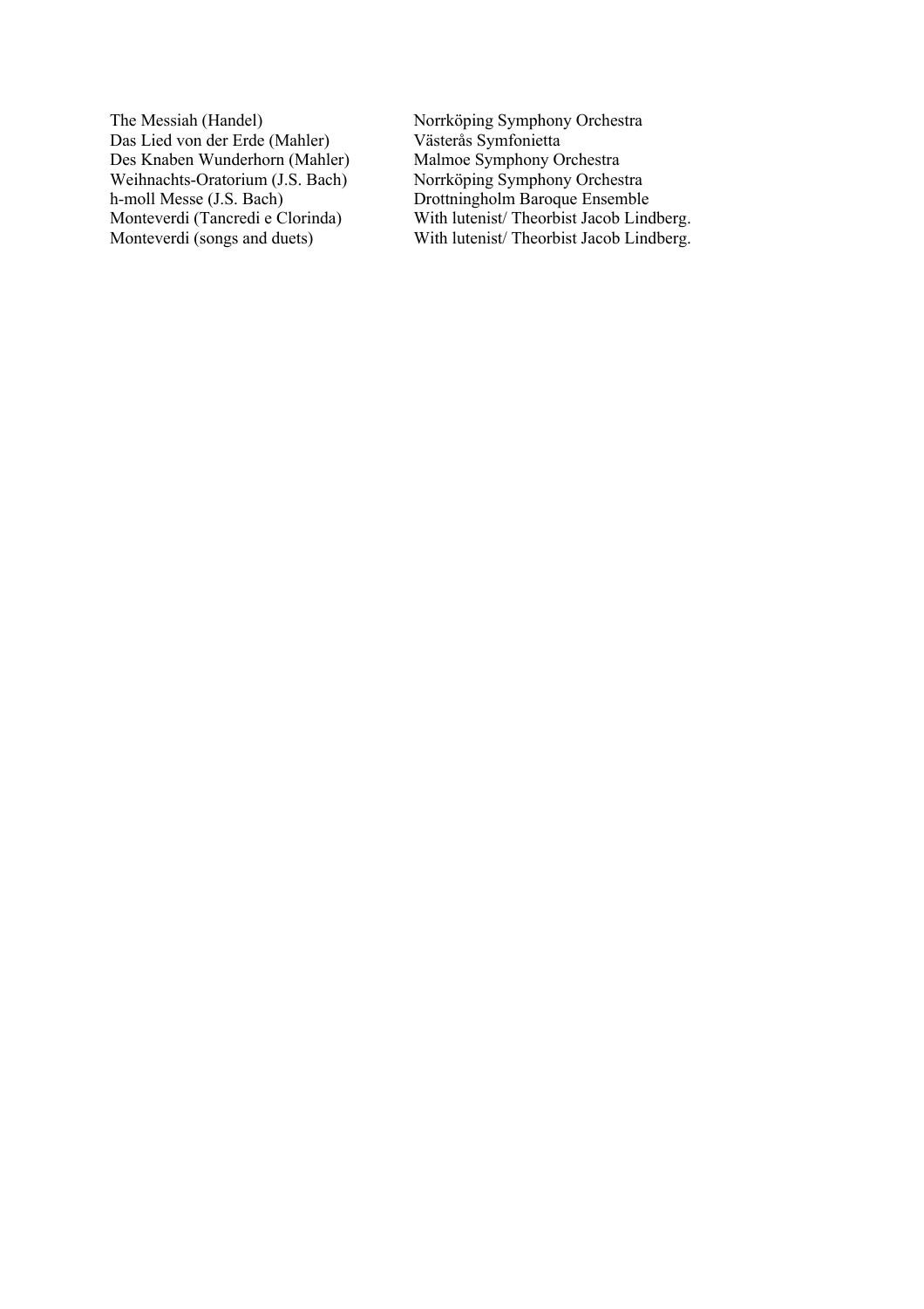| | |
|---|---|
| The Messiah (Handel) | Norrköping Symphony Orchestra |
| Das Lied von der Erde (Mahler) | Västerås Symfonietta |
| Des Knaben Wunderhorn (Mahler) | Malmoe Symphony Orchestra |
| Weihnachts-Oratorium (J.S. Bach) | Norrköping Symphony Orchestra |
| h-moll Messe (J.S. Bach) | Drottningholm Baroque Ensemble |
| Monteverdi (Tancredi e Clorinda) | With lutenist/ Theorbist Jacob Lindberg. |
| Monteverdi (songs and duets) | With lutenist/ Theorbist Jacob Lindberg. |